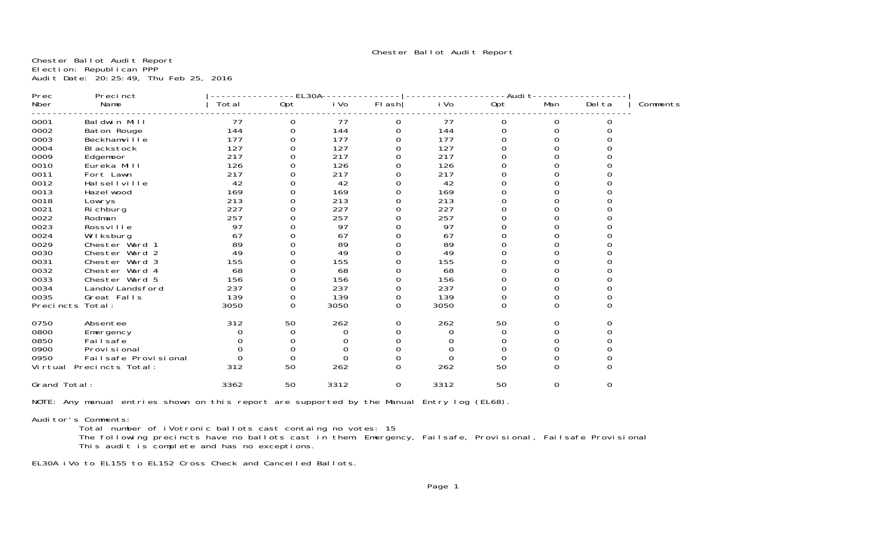# Chester Ballot Audit Report

Chester Ballot Audit Report
Election: Republican PPP
Audit Date: 20:25:49, Thu Feb 25, 2016

| Prec Nber | Precinct Name | EL30A Total | EL30A Opt | EL30A iVo | EL30A Flash | Audit iVo | Audit Opt | Audit Man | Audit Delta | Comments |
|---|---|---|---|---|---|---|---|---|---|---|
| 0001 | Baldwin Mill | 77 | 0 | 77 | 0 | 77 | 0 | 0 | 0 | |
| 0002 | Baton Rouge | 144 | 0 | 144 | 0 | 144 | 0 | 0 | 0 | |
| 0003 | Beckhamville | 177 | 0 | 177 | 0 | 177 | 0 | 0 | 0 | |
| 0004 | Blackstock | 127 | 0 | 127 | 0 | 127 | 0 | 0 | 0 | |
| 0009 | Edgemoor | 217 | 0 | 217 | 0 | 217 | 0 | 0 | 0 | |
| 0010 | Eureka Mill | 126 | 0 | 126 | 0 | 126 | 0 | 0 | 0 | |
| 0011 | Fort Lawn | 217 | 0 | 217 | 0 | 217 | 0 | 0 | 0 | |
| 0012 | Halsellville | 42 | 0 | 42 | 0 | 42 | 0 | 0 | 0 | |
| 0013 | Hazelwood | 169 | 0 | 169 | 0 | 169 | 0 | 0 | 0 | |
| 0018 | Lowrys | 213 | 0 | 213 | 0 | 213 | 0 | 0 | 0 | |
| 0021 | Richburg | 227 | 0 | 227 | 0 | 227 | 0 | 0 | 0 | |
| 0022 | Rodman | 257 | 0 | 257 | 0 | 257 | 0 | 0 | 0 | |
| 0023 | Rossville | 97 | 0 | 97 | 0 | 97 | 0 | 0 | 0 | |
| 0024 | Wilksburg | 67 | 0 | 67 | 0 | 67 | 0 | 0 | 0 | |
| 0029 | Chester Ward 1 | 89 | 0 | 89 | 0 | 89 | 0 | 0 | 0 | |
| 0030 | Chester Ward 2 | 49 | 0 | 49 | 0 | 49 | 0 | 0 | 0 | |
| 0031 | Chester Ward 3 | 155 | 0 | 155 | 0 | 155 | 0 | 0 | 0 | |
| 0032 | Chester Ward 4 | 68 | 0 | 68 | 0 | 68 | 0 | 0 | 0 | |
| 0033 | Chester Ward 5 | 156 | 0 | 156 | 0 | 156 | 0 | 0 | 0 | |
| 0034 | Lando/Landsford | 237 | 0 | 237 | 0 | 237 | 0 | 0 | 0 | |
| 0035 | Great Falls | 139 | 0 | 139 | 0 | 139 | 0 | 0 | 0 | |
| Precincts Total: | | 3050 | 0 | 3050 | 0 | 3050 | 0 | 0 | 0 | |
| 0750 | Absentee | 312 | 50 | 262 | 0 | 262 | 50 | 0 | 0 | |
| 0800 | Emergency | 0 | 0 | 0 | 0 | 0 | 0 | 0 | 0 | |
| 0850 | Failsafe | 0 | 0 | 0 | 0 | 0 | 0 | 0 | 0 | |
| 0900 | Provisional | 0 | 0 | 0 | 0 | 0 | 0 | 0 | 0 | |
| 0950 | Failsafe Provisional | 0 | 0 | 0 | 0 | 0 | 0 | 0 | 0 | |
| Virtual Precincts Total: | | 312 | 50 | 262 | 0 | 262 | 50 | 0 | 0 | |
| Grand Total: | | 3362 | 50 | 3312 | 0 | 3312 | 50 | 0 | 0 | |

NOTE: Any manual entries shown on this report are supported by the Manual Entry log (EL68).

Auditor's Comments:
Total number of iVotronic ballots cast containg no votes: 15
The following precincts have no ballots cast in them: Emergency, Failsafe, Provisional, Failsafe Provisional
This audit is complete and has no exceptions.

EL30A iVo to EL155 to EL152 Cross Check and Cancelled Ballots.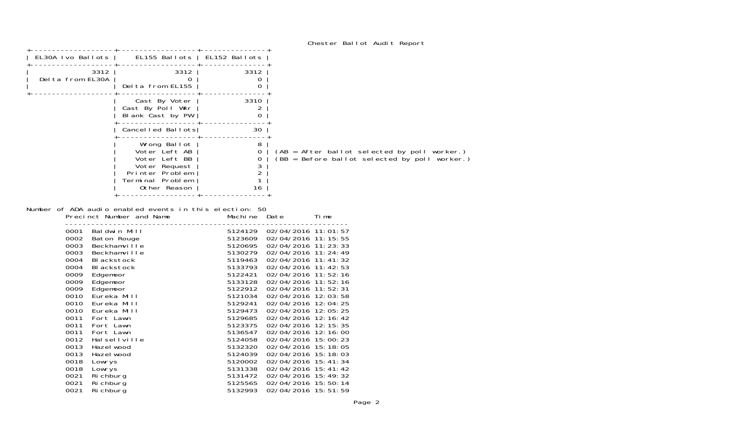# Chester Ballot Audit Report

| EL30A Ivo Ballots | EL155 Ballots | EL152 Ballots |
|---|---|---|
| 3312 | 3312 | 3312 |
| Delta from EL30A | 0 | 0 |
| | Delta from EL155 | 0 |
| | Cast By Voter | 3310 |
| | Cast By Poll Wkr | 2 |
| | Blank Cast by PW | 0 |
| | Cancelled Ballots | 30 |
| | Wrong Ballot | 8 |
| | Voter Left AB | 0 |
| | Voter Left BB | 0 |
| | Voter Request | 3 |
| | Printer Problem | 2 |
| | Terminal Problem | 1 |
| | Other Reason | 16 |

(AB = After ballot selected by poll worker.)
(BB = Before ballot selected by poll worker.)

Number of ADA audio enabled events in this election: 50

| Precinct Number and Name | | Machine | Date | Time |
|---|---|---|---|---|
| 0001 | Baldwin Mill | 5124129 | 02/04/2016 | 11:01:57 |
| 0002 | Baton Rouge | 5123609 | 02/04/2016 | 11:15:55 |
| 0003 | Beckhamville | 5120695 | 02/04/2016 | 11:23:33 |
| 0003 | Beckhamville | 5130279 | 02/04/2016 | 11:24:49 |
| 0004 | Blackstock | 5119463 | 02/04/2016 | 11:41:32 |
| 0004 | Blackstock | 5133793 | 02/04/2016 | 11:42:53 |
| 0009 | Edgemoor | 5122421 | 02/04/2016 | 11:52:16 |
| 0009 | Edgemoor | 5133128 | 02/04/2016 | 11:52:16 |
| 0009 | Edgemoor | 5122912 | 02/04/2016 | 11:52:31 |
| 0010 | Eureka Mill | 5121034 | 02/04/2016 | 12:03:58 |
| 0010 | Eureka Mill | 5129241 | 02/04/2016 | 12:04:25 |
| 0010 | Eureka Mill | 5129473 | 02/04/2016 | 12:05:25 |
| 0011 | Fort Lawn | 5129685 | 02/04/2016 | 12:16:42 |
| 0011 | Fort Lawn | 5123375 | 02/04/2016 | 12:15:35 |
| 0011 | Fort Lawn | 5136547 | 02/04/2016 | 12:16:00 |
| 0012 | Halsellville | 5124058 | 02/04/2016 | 15:00:23 |
| 0013 | Hazelwood | 5132320 | 02/04/2016 | 15:18:05 |
| 0013 | Hazelwood | 5124039 | 02/04/2016 | 15:18:03 |
| 0018 | Lowrys | 5120002 | 02/04/2016 | 15:41:34 |
| 0018 | Lowrys | 5131338 | 02/04/2016 | 15:41:42 |
| 0021 | Richburg | 5131472 | 02/04/2016 | 15:49:32 |
| 0021 | Richburg | 5125565 | 02/04/2016 | 15:50:14 |
| 0021 | Richburg | 5132993 | 02/04/2016 | 15:51:59 |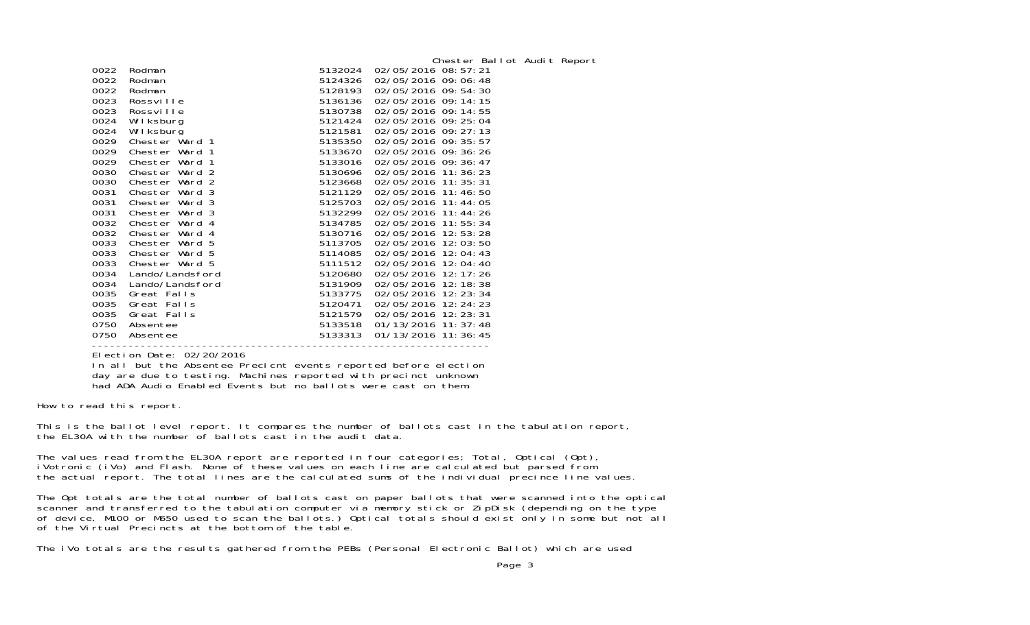Chester Ballot Audit Report

| | | | |
|---|---|---|---|
| 0022 | Rodman | 5132024 | 02/05/2016 08:57:21 |
| 0022 | Rodman | 5124326 | 02/05/2016 09:06:48 |
| 0022 | Rodman | 5128193 | 02/05/2016 09:54:30 |
| 0023 | Rossville | 5136136 | 02/05/2016 09:14:15 |
| 0023 | Rossville | 5130738 | 02/05/2016 09:14:55 |
| 0024 | Wilksburg | 5121424 | 02/05/2016 09:25:04 |
| 0024 | Wilksburg | 5121581 | 02/05/2016 09:27:13 |
| 0029 | Chester Ward 1 | 5135350 | 02/05/2016 09:35:57 |
| 0029 | Chester Ward 1 | 5133670 | 02/05/2016 09:36:26 |
| 0029 | Chester Ward 1 | 5133016 | 02/05/2016 09:36:47 |
| 0030 | Chester Ward 2 | 5130696 | 02/05/2016 11:36:23 |
| 0030 | Chester Ward 2 | 5123668 | 02/05/2016 11:35:31 |
| 0031 | Chester Ward 3 | 5121129 | 02/05/2016 11:46:50 |
| 0031 | Chester Ward 3 | 5125703 | 02/05/2016 11:44:05 |
| 0031 | Chester Ward 3 | 5132299 | 02/05/2016 11:44:26 |
| 0032 | Chester Ward 4 | 5134785 | 02/05/2016 11:55:34 |
| 0032 | Chester Ward 4 | 5130716 | 02/05/2016 12:53:28 |
| 0033 | Chester Ward 5 | 5113705 | 02/05/2016 12:03:50 |
| 0033 | Chester Ward 5 | 5114085 | 02/05/2016 12:04:43 |
| 0033 | Chester Ward 5 | 5111512 | 02/05/2016 12:04:40 |
| 0034 | Lando/Landsford | 5120680 | 02/05/2016 12:17:26 |
| 0034 | Lando/Landsford | 5131909 | 02/05/2016 12:18:38 |
| 0035 | Great Falls | 5133775 | 02/05/2016 12:23:34 |
| 0035 | Great Falls | 5120471 | 02/05/2016 12:24:23 |
| 0035 | Great Falls | 5121579 | 02/05/2016 12:23:31 |
| 0750 | Absentee | 5133518 | 01/13/2016 11:37:48 |
| 0750 | Absentee | 5133313 | 01/13/2016 11:36:45 |

Election Date: 02/20/2016
In all but the Absentee Precicnt events reported before election day are due to testing. Machines reported with precinct unknown had ADA Audio Enabled Events but no ballots were cast on them.

How to read this report.

This is the ballot level report. It compares the number of ballots cast in the tabulation report, the EL30A with the number of ballots cast in the audit data.

The values read from the EL30A report are reported in four categories; Total, Optical (Opt), iVotronic (iVo) and Flash. None of these values on each line are calculated but parsed from the actual report. The total lines are the calculated sums of the individual precince line values.

The Opt totals are the total number of ballots cast on paper ballots that were scanned into the optical scanner and transferred to the tabulation computer via memory stick or ZipDisk (depending on the type of device, M100 or M650 used to scan the ballots.) Optical totals should exist only in some but not all of the Virtual Precincts at the bottom of the table.

The iVo totals are the results gathered from the PEBs (Personal Electronic Ballot) which are used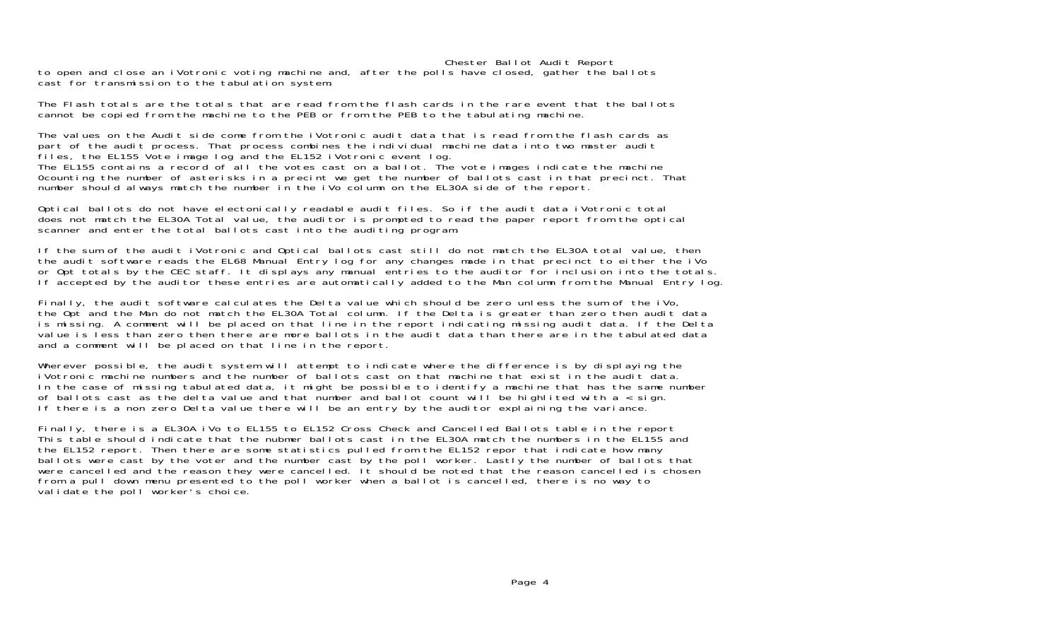to open and close an iVotronic voting machine and, after the polls have closed, gather the ballots cast for transmission to the tabulation system.

The Flash totals are the totals that are read from the flash cards in the rare event that the ballots cannot be copied from the machine to the PEB or from the PEB to the tabulating machine.

The values on the Audit side come from the iVotronic audit data that is read from the flash cards as part of the audit process. That process combines the individual machine data into two master audit files, the EL155 Vote image log and the EL152 iVotronic event log.
The EL155 contains a record of all the votes cast on a ballot. The vote images indicate the machine 0counting the number of asterisks in a precint we get the number of ballots cast in that precinct. That number should always match the number in the iVo column on the EL30A side of the report.

Optical ballots do not have electonically readable audit files. So if the audit data iVotronic total does not match the EL30A Total value, the auditor is prompted to read the paper report from the optical scanner and enter the total ballots cast into the auditing program.

If the sum of the audit iVotronic and Optical ballots cast still do not match the EL30A total value, then the audit software reads the EL68 Manual Entry log for any changes made in that precinct to either the iVo or Opt totals by the CEC staff. It displays any manual entries to the auditor for inclusion into the totals. If accepted by the auditor these entries are automatically added to the Man column from the Manual Entry log.

Finally, the audit software calculates the Delta value which should be zero unless the sum of the iVo, the Opt and the Man do not match the EL30A Total column. If the Delta is greater than zero then audit data is missing. A comment will be placed on that line in the report indicating missing audit data. If the Delta value is less than zero then there are more ballots in the audit data than there are in the tabulated data and a comment will be placed on that line in the report.

Wherever possible, the audit system will attempt to indicate where the difference is by displaying the iVotronic machine numbers and the number of ballots cast on that machine that exist in the audit data. In the case of missing tabulated data, it might be possible to identify a machine that has the same number of ballots cast as the delta value and that number and ballot count will be highlited with a < sign. If there is a non zero Delta value there will be an entry by the auditor explaining the variance.

Finally, there is a EL30A iVo to EL155 to EL152 Cross Check and Cancelled Ballots table in the report This table should indicate that the nubmer ballots cast in the EL30A match the numbers in the EL155 and the EL152 report. Then there are some statistics pulled from the EL152 repor that indicate how many ballots were cast by the voter and the number cast by the poll worker. Lastly the number of ballots that were cancelled and the reason they were cancelled. It should be noted that the reason cancelled is chosen from a pull down menu presented to the poll worker when a ballot is cancelled, there is no way to validate the poll worker's choice.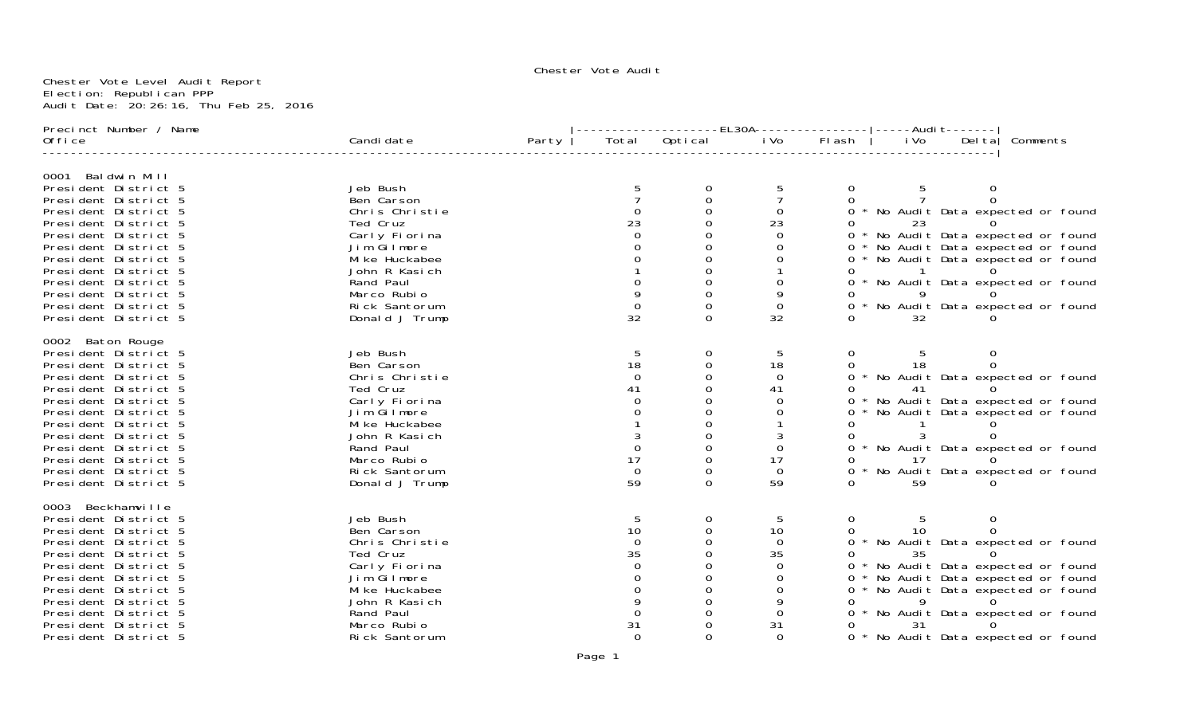Chester Vote Audit

Chester Vote Level Audit Report
Election: Republican PPP
Audit Date: 20:26:16, Thu Feb 25, 2016

| Precinct Number / Name Office | Candidate | Party | EL30A Total | EL30A Optical | EL30A iVo | EL30A Flash | Audit iVo | Audit Delta | Comments |
|---|---|---|---|---|---|---|---|---|---|
| **0001 Baldwin Mill** | | | | | | | | | |
| President District 5 | Jeb Bush | | 5 | 0 | 5 | 0 | 5 | 0 | |
| President District 5 | Ben Carson | | 7 | 0 | 7 | 0 | 7 | 0 | |
| President District 5 | Chris Christie | | 0 | 0 | 0 | 0 | | | * No Audit Data expected or found |
| President District 5 | Ted Cruz | | 23 | 0 | 23 | 0 | 23 | 0 | |
| President District 5 | Carly Fiorina | | 0 | 0 | 0 | 0 | | | * No Audit Data expected or found |
| President District 5 | Jim Gilmore | | 0 | 0 | 0 | 0 | | | * No Audit Data expected or found |
| President District 5 | Mike Huckabee | | 0 | 0 | 0 | 0 | | | * No Audit Data expected or found |
| President District 5 | John R Kasich | | 1 | 0 | 1 | 0 | 1 | 0 | |
| President District 5 | Rand Paul | | 0 | 0 | 0 | 0 | | | * No Audit Data expected or found |
| President District 5 | Marco Rubio | | 9 | 0 | 9 | 0 | 9 | 0 | |
| President District 5 | Rick Santorum | | 0 | 0 | 0 | 0 | | | * No Audit Data expected or found |
| President District 5 | Donald J Trump | | 32 | 0 | 32 | 0 | 32 | 0 | |
| **0002 Baton Rouge** | | | | | | | | | |
| President District 5 | Jeb Bush | | 5 | 0 | 5 | 0 | 5 | 0 | |
| President District 5 | Ben Carson | | 18 | 0 | 18 | 0 | 18 | 0 | |
| President District 5 | Chris Christie | | 0 | 0 | 0 | 0 | | | * No Audit Data expected or found |
| President District 5 | Ted Cruz | | 41 | 0 | 41 | 0 | 41 | 0 | |
| President District 5 | Carly Fiorina | | 0 | 0 | 0 | 0 | | | * No Audit Data expected or found |
| President District 5 | Jim Gilmore | | 0 | 0 | 0 | 0 | | | * No Audit Data expected or found |
| President District 5 | Mike Huckabee | | 1 | 0 | 1 | 0 | 1 | 0 | |
| President District 5 | John R Kasich | | 3 | 0 | 3 | 0 | 3 | 0 | |
| President District 5 | Rand Paul | | 0 | 0 | 0 | 0 | | | * No Audit Data expected or found |
| President District 5 | Marco Rubio | | 17 | 0 | 17 | 0 | 17 | 0 | |
| President District 5 | Rick Santorum | | 0 | 0 | 0 | 0 | | | * No Audit Data expected or found |
| President District 5 | Donald J Trump | | 59 | 0 | 59 | 0 | 59 | 0 | |
| **0003 Beckhamville** | | | | | | | | | |
| President District 5 | Jeb Bush | | 5 | 0 | 5 | 0 | 5 | 0 | |
| President District 5 | Ben Carson | | 10 | 0 | 10 | 0 | 10 | 0 | |
| President District 5 | Chris Christie | | 0 | 0 | 0 | 0 | | | * No Audit Data expected or found |
| President District 5 | Ted Cruz | | 35 | 0 | 35 | 0 | 35 | 0 | |
| President District 5 | Carly Fiorina | | 0 | 0 | 0 | 0 | | | * No Audit Data expected or found |
| President District 5 | Jim Gilmore | | 0 | 0 | 0 | 0 | | | * No Audit Data expected or found |
| President District 5 | Mike Huckabee | | 0 | 0 | 0 | 0 | | | * No Audit Data expected or found |
| President District 5 | John R Kasich | | 9 | 0 | 9 | 0 | 9 | 0 | |
| President District 5 | Rand Paul | | 0 | 0 | 0 | 0 | | | * No Audit Data expected or found |
| President District 5 | Marco Rubio | | 31 | 0 | 31 | 0 | 31 | 0 | |
| President District 5 | Rick Santorum | | 0 | 0 | 0 | 0 | | | * No Audit Data expected or found |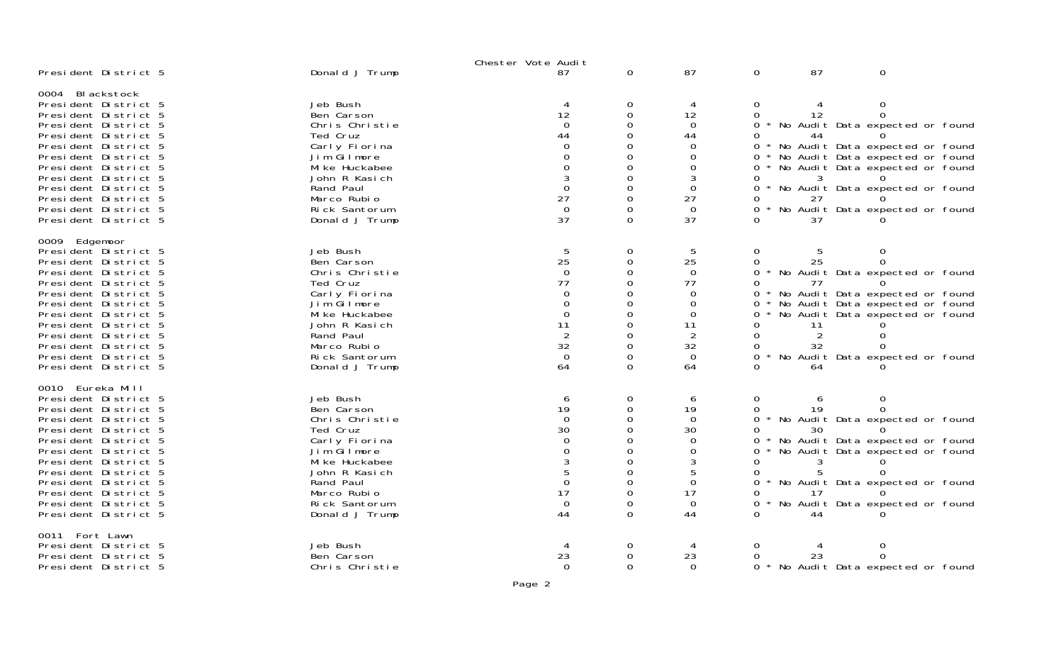Chester Vote Audit

| | | | | | | | |
|---|---|---|---|---|---|---|---|
| President District 5 | Donald J Trump | 87 | 0 | 87 | 0 | 87 | 0 |

**0004 Blackstock**

| | | | | | | | |
|---|---|---|---|---|---|---|---|
| President District 5 | Jeb Bush | 4 | 0 | 4 | 0 | 4 | 0 |
| President District 5 | Ben Carson | 12 | 0 | 12 | 0 | 12 | 0 |
| President District 5 | Chris Christie | 0 | 0 | 0 | 0 * No Audit Data expected or found | | |
| President District 5 | Ted Cruz | 44 | 0 | 44 | 0 | 44 | 0 |
| President District 5 | Carly Fiorina | 0 | 0 | 0 | 0 * No Audit Data expected or found | | |
| President District 5 | Jim Gilmore | 0 | 0 | 0 | 0 * No Audit Data expected or found | | |
| President District 5 | Mike Huckabee | 0 | 0 | 0 | 0 * No Audit Data expected or found | | |
| President District 5 | John R Kasich | 3 | 0 | 3 | 0 | 3 | 0 |
| President District 5 | Rand Paul | 0 | 0 | 0 | 0 * No Audit Data expected or found | | |
| President District 5 | Marco Rubio | 27 | 0 | 27 | 0 | 27 | 0 |
| President District 5 | Rick Santorum | 0 | 0 | 0 | 0 * No Audit Data expected or found | | |
| President District 5 | Donald J Trump | 37 | 0 | 37 | 0 | 37 | 0 |

**0009 Edgemoor**

| | | | | | | | |
|---|---|---|---|---|---|---|---|
| President District 5 | Jeb Bush | 5 | 0 | 5 | 0 | 5 | 0 |
| President District 5 | Ben Carson | 25 | 0 | 25 | 0 | 25 | 0 |
| President District 5 | Chris Christie | 0 | 0 | 0 | 0 * No Audit Data expected or found | | |
| President District 5 | Ted Cruz | 77 | 0 | 77 | 0 | 77 | 0 |
| President District 5 | Carly Fiorina | 0 | 0 | 0 | 0 * No Audit Data expected or found | | |
| President District 5 | Jim Gilmore | 0 | 0 | 0 | 0 * No Audit Data expected or found | | |
| President District 5 | Mike Huckabee | 0 | 0 | 0 | 0 * No Audit Data expected or found | | |
| President District 5 | John R Kasich | 11 | 0 | 11 | 0 | 11 | 0 |
| President District 5 | Rand Paul | 2 | 0 | 2 | 0 | 2 | 0 |
| President District 5 | Marco Rubio | 32 | 0 | 32 | 0 | 32 | 0 |
| President District 5 | Rick Santorum | 0 | 0 | 0 | 0 * No Audit Data expected or found | | |
| President District 5 | Donald J Trump | 64 | 0 | 64 | 0 | 64 | 0 |

**0010 Eureka Mill**

| | | | | | | | |
|---|---|---|---|---|---|---|---|
| President District 5 | Jeb Bush | 6 | 0 | 6 | 0 | 6 | 0 |
| President District 5 | Ben Carson | 19 | 0 | 19 | 0 | 19 | 0 |
| President District 5 | Chris Christie | 0 | 0 | 0 | 0 * No Audit Data expected or found | | |
| President District 5 | Ted Cruz | 30 | 0 | 30 | 0 | 30 | 0 |
| President District 5 | Carly Fiorina | 0 | 0 | 0 | 0 * No Audit Data expected or found | | |
| President District 5 | Jim Gilmore | 0 | 0 | 0 | 0 * No Audit Data expected or found | | |
| President District 5 | Mike Huckabee | 3 | 0 | 3 | 0 | 3 | 0 |
| President District 5 | John R Kasich | 5 | 0 | 5 | 0 | 5 | 0 |
| President District 5 | Rand Paul | 0 | 0 | 0 | 0 * No Audit Data expected or found | | |
| President District 5 | Marco Rubio | 17 | 0 | 17 | 0 | 17 | 0 |
| President District 5 | Rick Santorum | 0 | 0 | 0 | 0 * No Audit Data expected or found | | |
| President District 5 | Donald J Trump | 44 | 0 | 44 | 0 | 44 | 0 |

**0011 Fort Lawn**

| | | | | | | | |
|---|---|---|---|---|---|---|---|
| President District 5 | Jeb Bush | 4 | 0 | 4 | 0 | 4 | 0 |
| President District 5 | Ben Carson | 23 | 0 | 23 | 0 | 23 | 0 |
| President District 5 | Chris Christie | 0 | 0 | 0 | 0 * No Audit Data expected or found | | |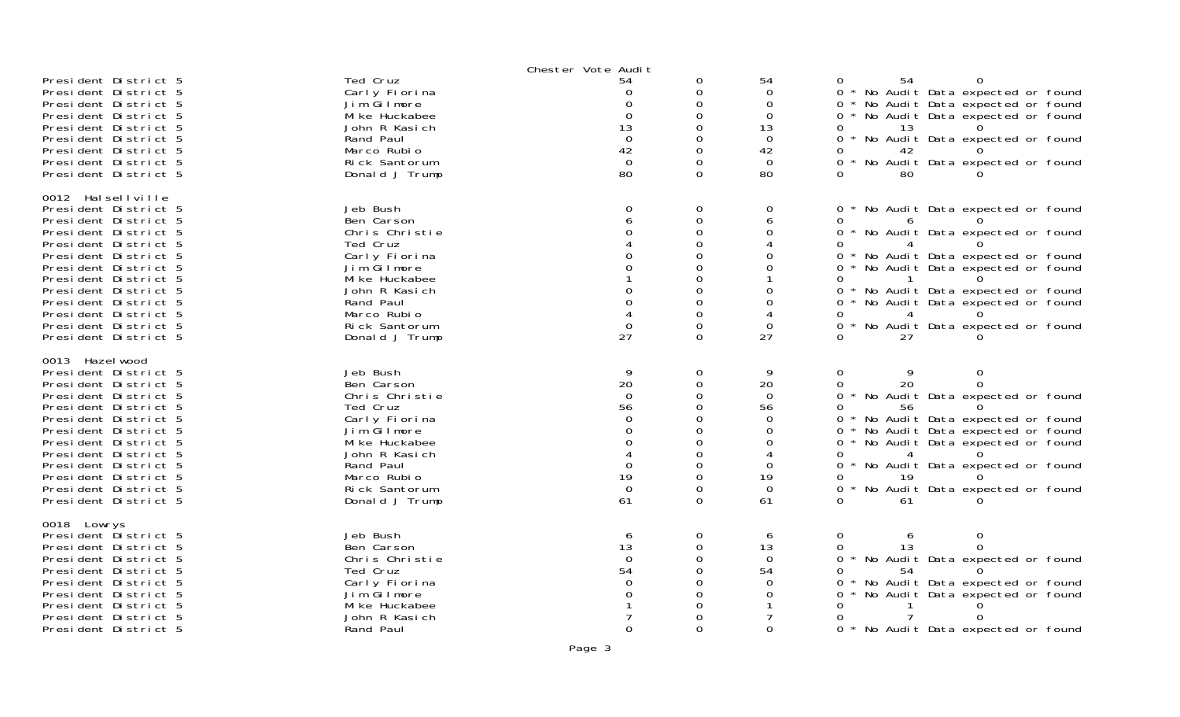Chester Vote Audit

| | | | | | | | |
|---|---|---|---|---|---|---|---|
| President District 5 | Ted Cruz | 54 | 0 | 54 | 0 | 54 | 0 |
| President District 5 | Carly Fiorina | 0 | 0 | 0 | 0 * No Audit Data expected or found | | |
| President District 5 | Jim Gilmore | 0 | 0 | 0 | 0 * No Audit Data expected or found | | |
| President District 5 | Mike Huckabee | 0 | 0 | 0 | 0 * No Audit Data expected or found | | |
| President District 5 | John R Kasich | 13 | 0 | 13 | 0 | 13 | 0 |
| President District 5 | Rand Paul | 0 | 0 | 0 | 0 * No Audit Data expected or found | | |
| President District 5 | Marco Rubio | 42 | 0 | 42 | 0 | 42 | 0 |
| President District 5 | Rick Santorum | 0 | 0 | 0 | 0 * No Audit Data expected or found | | |
| President District 5 | Donald J Trump | 80 | 0 | 80 | 0 | 80 | 0 |

0012 Halsellville

| | | | | | | | |
|---|---|---|---|---|---|---|---|
| President District 5 | Jeb Bush | 0 | 0 | 0 | 0 * No Audit Data expected or found | | |
| President District 5 | Ben Carson | 6 | 0 | 6 | 0 | 6 | 0 |
| President District 5 | Chris Christie | 0 | 0 | 0 | 0 * No Audit Data expected or found | | |
| President District 5 | Ted Cruz | 4 | 0 | 4 | 0 | 4 | 0 |
| President District 5 | Carly Fiorina | 0 | 0 | 0 | 0 * No Audit Data expected or found | | |
| President District 5 | Jim Gilmore | 0 | 0 | 0 | 0 * No Audit Data expected or found | | |
| President District 5 | Mike Huckabee | 1 | 0 | 1 | 0 | 1 | 0 |
| President District 5 | John R Kasich | 0 | 0 | 0 | 0 * No Audit Data expected or found | | |
| President District 5 | Rand Paul | 0 | 0 | 0 | 0 * No Audit Data expected or found | | |
| President District 5 | Marco Rubio | 4 | 0 | 4 | 0 | 4 | 0 |
| President District 5 | Rick Santorum | 0 | 0 | 0 | 0 * No Audit Data expected or found | | |
| President District 5 | Donald J Trump | 27 | 0 | 27 | 0 | 27 | 0 |

0013 Hazelwood

| | | | | | | | |
|---|---|---|---|---|---|---|---|
| President District 5 | Jeb Bush | 9 | 0 | 9 | 0 | 9 | 0 |
| President District 5 | Ben Carson | 20 | 0 | 20 | 0 | 20 | 0 |
| President District 5 | Chris Christie | 0 | 0 | 0 | 0 * No Audit Data expected or found | | |
| President District 5 | Ted Cruz | 56 | 0 | 56 | 0 | 56 | 0 |
| President District 5 | Carly Fiorina | 0 | 0 | 0 | 0 * No Audit Data expected or found | | |
| President District 5 | Jim Gilmore | 0 | 0 | 0 | 0 * No Audit Data expected or found | | |
| President District 5 | Mike Huckabee | 0 | 0 | 0 | 0 * No Audit Data expected or found | | |
| President District 5 | John R Kasich | 4 | 0 | 4 | 0 | 4 | 0 |
| President District 5 | Rand Paul | 0 | 0 | 0 | 0 * No Audit Data expected or found | | |
| President District 5 | Marco Rubio | 19 | 0 | 19 | 0 | 19 | 0 |
| President District 5 | Rick Santorum | 0 | 0 | 0 | 0 * No Audit Data expected or found | | |
| President District 5 | Donald J Trump | 61 | 0 | 61 | 0 | 61 | 0 |

0018 Lowrys

| | | | | | | | |
|---|---|---|---|---|---|---|---|
| President District 5 | Jeb Bush | 6 | 0 | 6 | 0 | 6 | 0 |
| President District 5 | Ben Carson | 13 | 0 | 13 | 0 | 13 | 0 |
| President District 5 | Chris Christie | 0 | 0 | 0 | 0 * No Audit Data expected or found | | |
| President District 5 | Ted Cruz | 54 | 0 | 54 | 0 | 54 | 0 |
| President District 5 | Carly Fiorina | 0 | 0 | 0 | 0 * No Audit Data expected or found | | |
| President District 5 | Jim Gilmore | 0 | 0 | 0 | 0 * No Audit Data expected or found | | |
| President District 5 | Mike Huckabee | 1 | 0 | 1 | 0 | 1 | 0 |
| President District 5 | John R Kasich | 7 | 0 | 7 | 0 | 7 | 0 |
| President District 5 | Rand Paul | 0 | 0 | 0 | 0 * No Audit Data expected or found | | |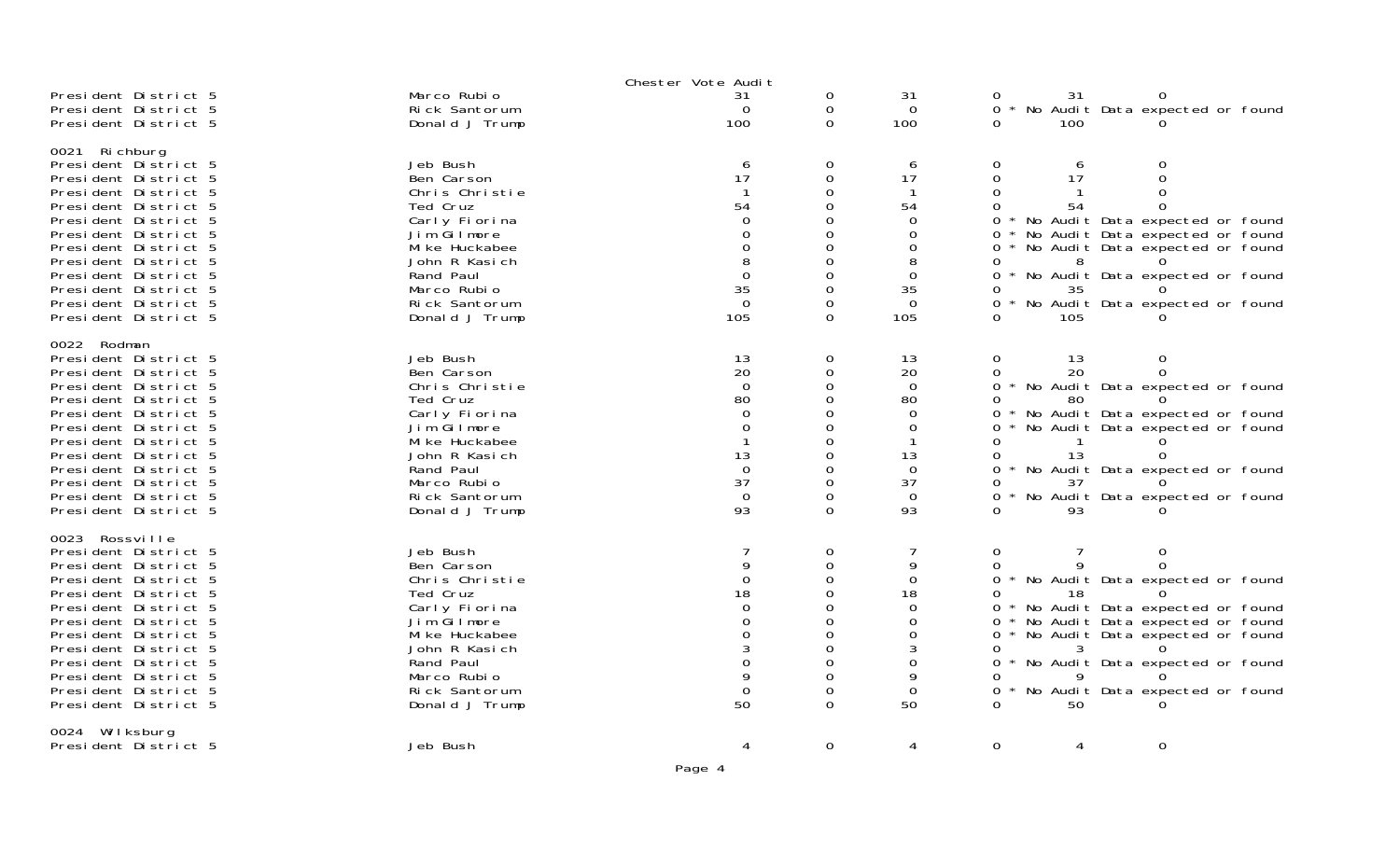Chester Vote Audit

| Contest | Candidate | | | | | | |
|---|---|---|---|---|---|---|---|
| President District 5 | Marco Rubio | 31 | 0 | 31 | 0 | 31 | 0 |
| President District 5 | Rick Santorum | 0 | 0 | 0 | 0 * No Audit Data expected or found | | |
| President District 5 | Donald J Trump | 100 | 0 | 100 | 0 | 100 | 0 |

0021 Richburg

| Contest | Candidate | | | | | | |
|---|---|---|---|---|---|---|---|
| President District 5 | Jeb Bush | 6 | 0 | 6 | 0 | 6 | 0 |
| President District 5 | Ben Carson | 17 | 0 | 17 | 0 | 17 | 0 |
| President District 5 | Chris Christie | 1 | 0 | 1 | 0 | 1 | 0 |
| President District 5 | Ted Cruz | 54 | 0 | 54 | 0 | 54 | 0 |
| President District 5 | Carly Fiorina | 0 | 0 | 0 | 0 * No Audit Data expected or found | | |
| President District 5 | Jim Gilmore | 0 | 0 | 0 | 0 * No Audit Data expected or found | | |
| President District 5 | Mike Huckabee | 0 | 0 | 0 | 0 * No Audit Data expected or found | | |
| President District 5 | John R Kasich | 8 | 0 | 8 | 0 | 8 | 0 |
| President District 5 | Rand Paul | 0 | 0 | 0 | 0 * No Audit Data expected or found | | |
| President District 5 | Marco Rubio | 35 | 0 | 35 | 0 | 35 | 0 |
| President District 5 | Rick Santorum | 0 | 0 | 0 | 0 * No Audit Data expected or found | | |
| President District 5 | Donald J Trump | 105 | 0 | 105 | 0 | 105 | 0 |

0022 Rodman

| Contest | Candidate | | | | | | |
|---|---|---|---|---|---|---|---|
| President District 5 | Jeb Bush | 13 | 0 | 13 | 0 | 13 | 0 |
| President District 5 | Ben Carson | 20 | 0 | 20 | 0 | 20 | 0 |
| President District 5 | Chris Christie | 0 | 0 | 0 | 0 * No Audit Data expected or found | | |
| President District 5 | Ted Cruz | 80 | 0 | 80 | 0 | 80 | 0 |
| President District 5 | Carly Fiorina | 0 | 0 | 0 | 0 * No Audit Data expected or found | | |
| President District 5 | Jim Gilmore | 0 | 0 | 0 | 0 * No Audit Data expected or found | | |
| President District 5 | Mike Huckabee | 1 | 0 | 1 | 0 | 1 | 0 |
| President District 5 | John R Kasich | 13 | 0 | 13 | 0 | 13 | 0 |
| President District 5 | Rand Paul | 0 | 0 | 0 | 0 * No Audit Data expected or found | | |
| President District 5 | Marco Rubio | 37 | 0 | 37 | 0 | 37 | 0 |
| President District 5 | Rick Santorum | 0 | 0 | 0 | 0 * No Audit Data expected or found | | |
| President District 5 | Donald J Trump | 93 | 0 | 93 | 0 | 93 | 0 |

0023 Rossville

| Contest | Candidate | | | | | | |
|---|---|---|---|---|---|---|---|
| President District 5 | Jeb Bush | 7 | 0 | 7 | 0 | 7 | 0 |
| President District 5 | Ben Carson | 9 | 0 | 9 | 0 | 9 | 0 |
| President District 5 | Chris Christie | 0 | 0 | 0 | 0 * No Audit Data expected or found | | |
| President District 5 | Ted Cruz | 18 | 0 | 18 | 0 | 18 | 0 |
| President District 5 | Carly Fiorina | 0 | 0 | 0 | 0 * No Audit Data expected or found | | |
| President District 5 | Jim Gilmore | 0 | 0 | 0 | 0 * No Audit Data expected or found | | |
| President District 5 | Mike Huckabee | 0 | 0 | 0 | 0 * No Audit Data expected or found | | |
| President District 5 | John R Kasich | 3 | 0 | 3 | 0 | 3 | 0 |
| President District 5 | Rand Paul | 0 | 0 | 0 | 0 * No Audit Data expected or found | | |
| President District 5 | Marco Rubio | 9 | 0 | 9 | 0 | 9 | 0 |
| President District 5 | Rick Santorum | 0 | 0 | 0 | 0 * No Audit Data expected or found | | |
| President District 5 | Donald J Trump | 50 | 0 | 50 | 0 | 50 | 0 |

0024 Wilksburg

| Contest | Candidate | | | | | | |
|---|---|---|---|---|---|---|---|
| President District 5 | Jeb Bush | 4 | 0 | 4 | 0 | 4 | 0 |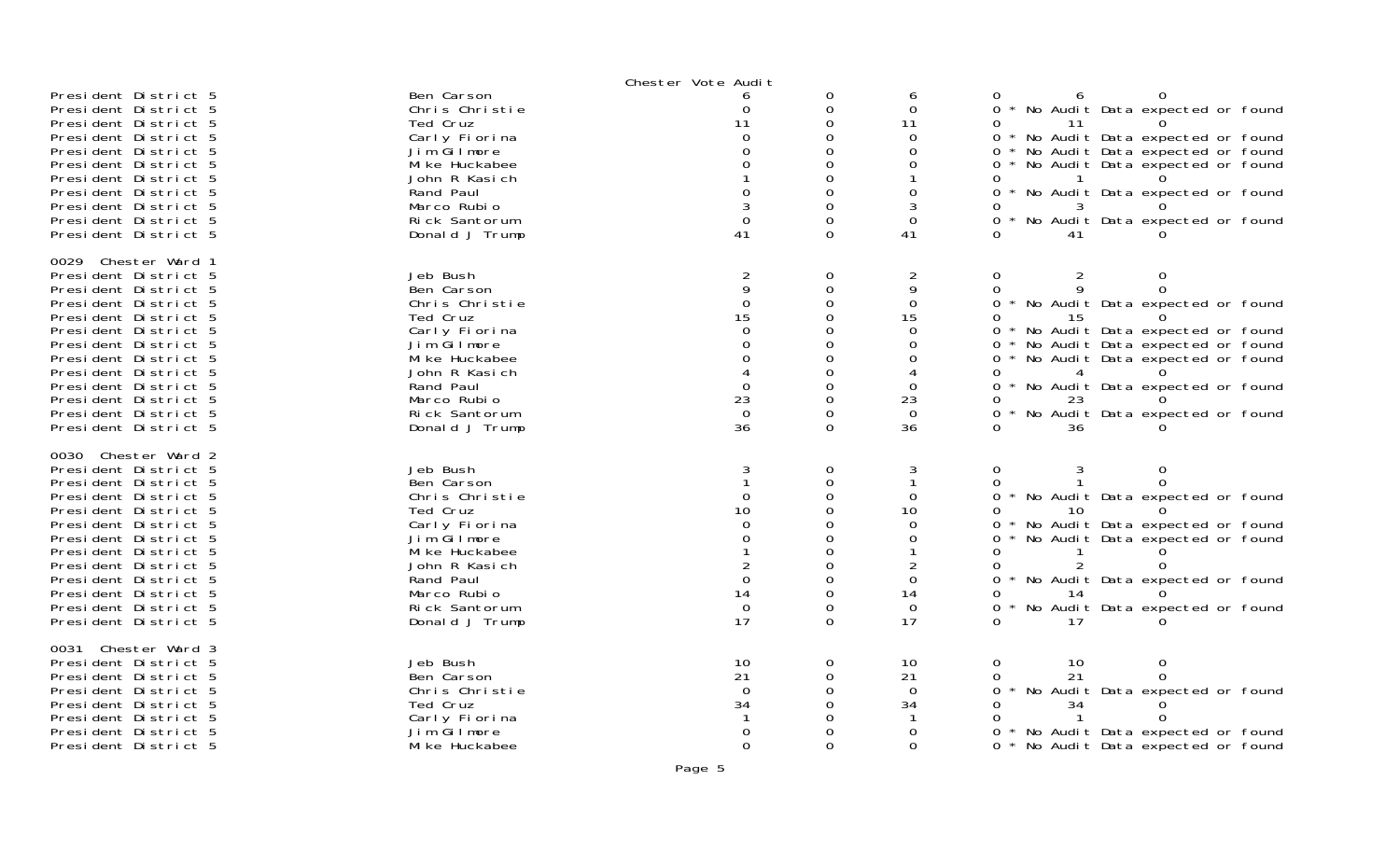Chester Vote Audit

| | | | | | | | |
|---|---|---|---|---|---|---|---|
| President District 5 | Ben Carson | 6 | 0 | 6 | 0 | 6 | 0 |
| President District 5 | Chris Christie | 0 | 0 | 0 | 0 * No Audit Data expected or found | | |
| President District 5 | Ted Cruz | 11 | 0 | 11 | 0 | 11 | 0 |
| President District 5 | Carly Fiorina | 0 | 0 | 0 | 0 * No Audit Data expected or found | | |
| President District 5 | Jim Gilmore | 0 | 0 | 0 | 0 * No Audit Data expected or found | | |
| President District 5 | Mike Huckabee | 0 | 0 | 0 | 0 * No Audit Data expected or found | | |
| President District 5 | John R Kasich | 1 | 0 | 1 | 0 | 1 | 0 |
| President District 5 | Rand Paul | 0 | 0 | 0 | 0 * No Audit Data expected or found | | |
| President District 5 | Marco Rubio | 3 | 0 | 3 | 0 | 3 | 0 |
| President District 5 | Rick Santorum | 0 | 0 | 0 | 0 * No Audit Data expected or found | | |
| President District 5 | Donald J Trump | 41 | 0 | 41 | 0 | 41 | 0 |

0029 Chester Ward 1

| | | | | | | | |
|---|---|---|---|---|---|---|---|
| President District 5 | Jeb Bush | 2 | 0 | 2 | 0 | 2 | 0 |
| President District 5 | Ben Carson | 9 | 0 | 9 | 0 | 9 | 0 |
| President District 5 | Chris Christie | 0 | 0 | 0 | 0 * No Audit Data expected or found | | |
| President District 5 | Ted Cruz | 15 | 0 | 15 | 0 | 15 | 0 |
| President District 5 | Carly Fiorina | 0 | 0 | 0 | 0 * No Audit Data expected or found | | |
| President District 5 | Jim Gilmore | 0 | 0 | 0 | 0 * No Audit Data expected or found | | |
| President District 5 | Mike Huckabee | 0 | 0 | 0 | 0 * No Audit Data expected or found | | |
| President District 5 | John R Kasich | 4 | 0 | 4 | 0 | 4 | 0 |
| President District 5 | Rand Paul | 0 | 0 | 0 | 0 * No Audit Data expected or found | | |
| President District 5 | Marco Rubio | 23 | 0 | 23 | 0 | 23 | 0 |
| President District 5 | Rick Santorum | 0 | 0 | 0 | 0 * No Audit Data expected or found | | |
| President District 5 | Donald J Trump | 36 | 0 | 36 | 0 | 36 | 0 |

0030 Chester Ward 2

| | | | | | | | |
|---|---|---|---|---|---|---|---|
| President District 5 | Jeb Bush | 3 | 0 | 3 | 0 | 3 | 0 |
| President District 5 | Ben Carson | 1 | 0 | 1 | 0 | 1 | 0 |
| President District 5 | Chris Christie | 0 | 0 | 0 | 0 * No Audit Data expected or found | | |
| President District 5 | Ted Cruz | 10 | 0 | 10 | 0 | 10 | 0 |
| President District 5 | Carly Fiorina | 0 | 0 | 0 | 0 * No Audit Data expected or found | | |
| President District 5 | Jim Gilmore | 0 | 0 | 0 | 0 * No Audit Data expected or found | | |
| President District 5 | Mike Huckabee | 1 | 0 | 1 | 0 | 1 | 0 |
| President District 5 | John R Kasich | 2 | 0 | 2 | 0 | 2 | 0 |
| President District 5 | Rand Paul | 0 | 0 | 0 | 0 * No Audit Data expected or found | | |
| President District 5 | Marco Rubio | 14 | 0 | 14 | 0 | 14 | 0 |
| President District 5 | Rick Santorum | 0 | 0 | 0 | 0 * No Audit Data expected or found | | |
| President District 5 | Donald J Trump | 17 | 0 | 17 | 0 | 17 | 0 |

0031 Chester Ward 3

| | | | | | | | |
|---|---|---|---|---|---|---|---|
| President District 5 | Jeb Bush | 10 | 0 | 10 | 0 | 10 | 0 |
| President District 5 | Ben Carson | 21 | 0 | 21 | 0 | 21 | 0 |
| President District 5 | Chris Christie | 0 | 0 | 0 | 0 * No Audit Data expected or found | | |
| President District 5 | Ted Cruz | 34 | 0 | 34 | 0 | 34 | 0 |
| President District 5 | Carly Fiorina | 1 | 0 | 1 | 0 | 1 | 0 |
| President District 5 | Jim Gilmore | 0 | 0 | 0 | 0 * No Audit Data expected or found | | |
| President District 5 | Mike Huckabee | 0 | 0 | 0 | 0 * No Audit Data expected or found | | |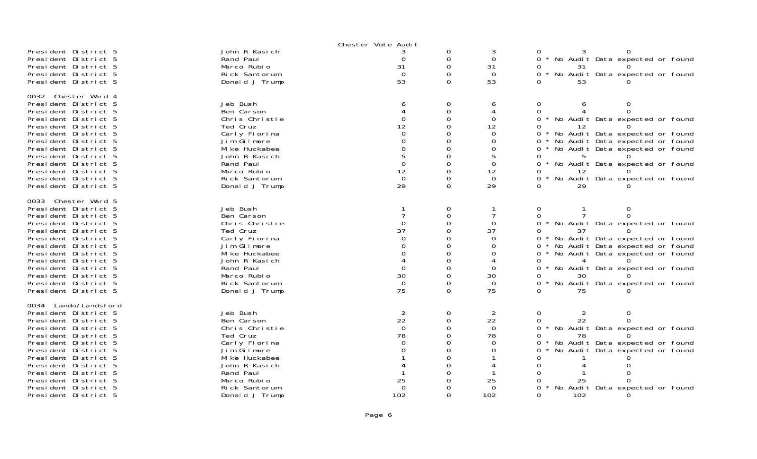Chester Vote Audit

| | | | | | | | |
|---|---|---|---|---|---|---|---|
| President District 5 | John R Kasich | 3 | 0 | 3 | 0 | 3 | 0 |
| President District 5 | Rand Paul | 0 | 0 | 0 | 0 * No Audit Data expected or found | | |
| President District 5 | Marco Rubio | 31 | 0 | 31 | 0 | 31 | 0 |
| President District 5 | Rick Santorum | 0 | 0 | 0 | 0 * No Audit Data expected or found | | |
| President District 5 | Donald J Trump | 53 | 0 | 53 | 0 | 53 | 0 |

0032 Chester Ward 4

| | | | | | | | |
|---|---|---|---|---|---|---|---|
| President District 5 | Jeb Bush | 6 | 0 | 6 | 0 | 6 | 0 |
| President District 5 | Ben Carson | 4 | 0 | 4 | 0 | 4 | 0 |
| President District 5 | Chris Christie | 0 | 0 | 0 | 0 * No Audit Data expected or found | | |
| President District 5 | Ted Cruz | 12 | 0 | 12 | 0 | 12 | 0 |
| President District 5 | Carly Fiorina | 0 | 0 | 0 | 0 * No Audit Data expected or found | | |
| President District 5 | Jim Gilmore | 0 | 0 | 0 | 0 * No Audit Data expected or found | | |
| President District 5 | Mike Huckabee | 0 | 0 | 0 | 0 * No Audit Data expected or found | | |
| President District 5 | John R Kasich | 5 | 0 | 5 | 0 | 5 | 0 |
| President District 5 | Rand Paul | 0 | 0 | 0 | 0 * No Audit Data expected or found | | |
| President District 5 | Marco Rubio | 12 | 0 | 12 | 0 | 12 | 0 |
| President District 5 | Rick Santorum | 0 | 0 | 0 | 0 * No Audit Data expected or found | | |
| President District 5 | Donald J Trump | 29 | 0 | 29 | 0 | 29 | 0 |

0033 Chester Ward 5

| | | | | | | | |
|---|---|---|---|---|---|---|---|
| President District 5 | Jeb Bush | 1 | 0 | 1 | 0 | 1 | 0 |
| President District 5 | Ben Carson | 7 | 0 | 7 | 0 | 7 | 0 |
| President District 5 | Chris Christie | 0 | 0 | 0 | 0 * No Audit Data expected or found | | |
| President District 5 | Ted Cruz | 37 | 0 | 37 | 0 | 37 | 0 |
| President District 5 | Carly Fiorina | 0 | 0 | 0 | 0 * No Audit Data expected or found | | |
| President District 5 | Jim Gilmore | 0 | 0 | 0 | 0 * No Audit Data expected or found | | |
| President District 5 | Mike Huckabee | 0 | 0 | 0 | 0 * No Audit Data expected or found | | |
| President District 5 | John R Kasich | 4 | 0 | 4 | 0 | 4 | 0 |
| President District 5 | Rand Paul | 0 | 0 | 0 | 0 * No Audit Data expected or found | | |
| President District 5 | Marco Rubio | 30 | 0 | 30 | 0 | 30 | 0 |
| President District 5 | Rick Santorum | 0 | 0 | 0 | 0 * No Audit Data expected or found | | |
| President District 5 | Donald J Trump | 75 | 0 | 75 | 0 | 75 | 0 |

0034 Lando/Landsford

| | | | | | | | |
|---|---|---|---|---|---|---|---|
| President District 5 | Jeb Bush | 2 | 0 | 2 | 0 | 2 | 0 |
| President District 5 | Ben Carson | 22 | 0 | 22 | 0 | 22 | 0 |
| President District 5 | Chris Christie | 0 | 0 | 0 | 0 * No Audit Data expected or found | | |
| President District 5 | Ted Cruz | 78 | 0 | 78 | 0 | 78 | 0 |
| President District 5 | Carly Fiorina | 0 | 0 | 0 | 0 * No Audit Data expected or found | | |
| President District 5 | Jim Gilmore | 0 | 0 | 0 | 0 * No Audit Data expected or found | | |
| President District 5 | Mike Huckabee | 1 | 0 | 1 | 0 | 1 | 0 |
| President District 5 | John R Kasich | 4 | 0 | 4 | 0 | 4 | 0 |
| President District 5 | Rand Paul | 1 | 0 | 1 | 0 | 1 | 0 |
| President District 5 | Marco Rubio | 25 | 0 | 25 | 0 | 25 | 0 |
| President District 5 | Rick Santorum | 0 | 0 | 0 | 0 * No Audit Data expected or found | | |
| President District 5 | Donald J Trump | 102 | 0 | 102 | 0 | 102 | 0 |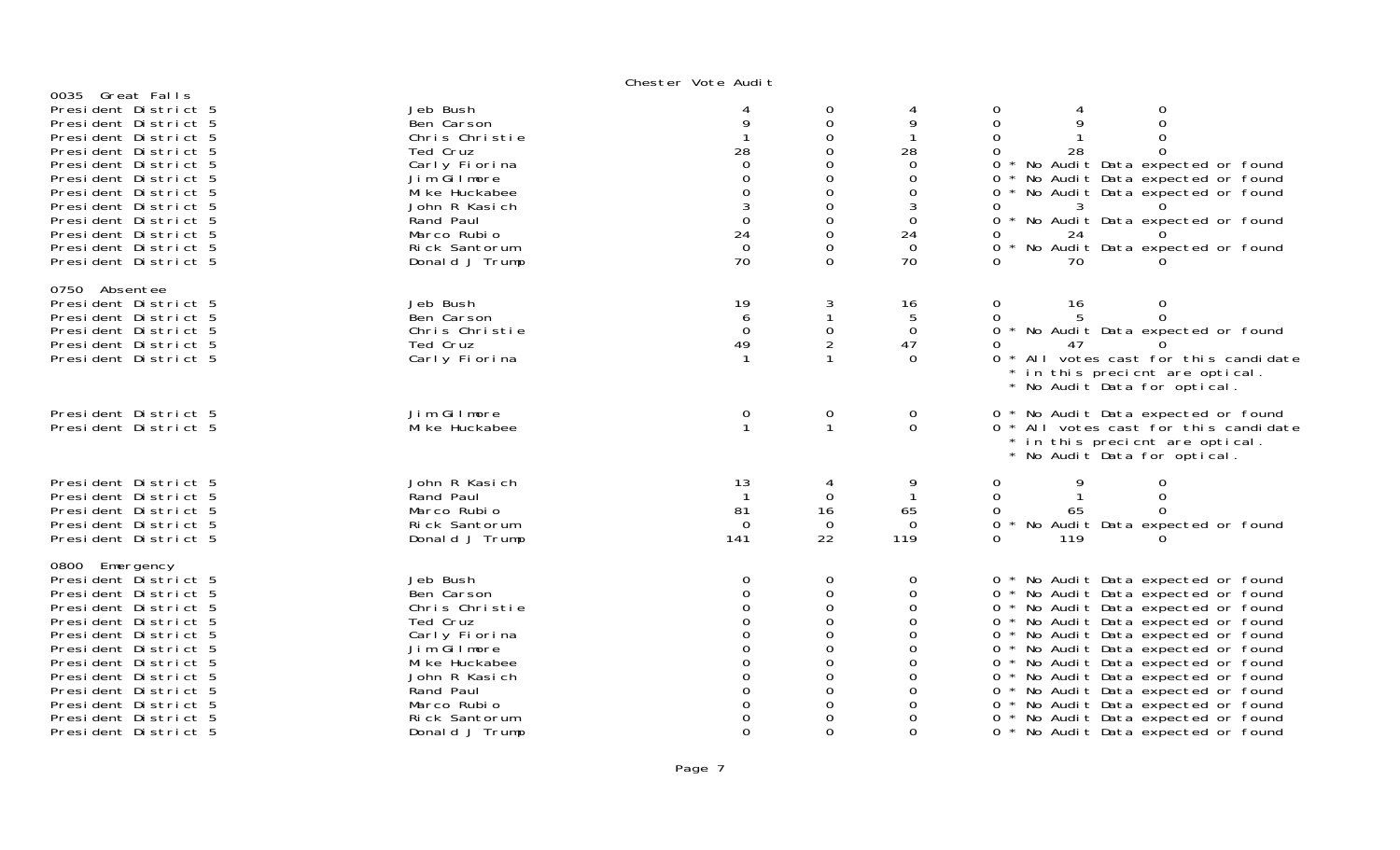Chester Vote Audit

| | | | | | | | |
|---|---|---|---|---|---|---|---|
| **0035 Great Falls** | | | | | | | |
| President District 5 | Jeb Bush | 4 | 0 | 4 | 0 | 4 | 0 |
| President District 5 | Ben Carson | 9 | 0 | 9 | 0 | 9 | 0 |
| President District 5 | Chris Christie | 1 | 0 | 1 | 0 | 1 | 0 |
| President District 5 | Ted Cruz | 28 | 0 | 28 | 0 | 28 | 0 |
| President District 5 | Carly Fiorina | 0 | 0 | 0 | 0 * No Audit Data expected or found | | |
| President District 5 | Jim Gilmore | 0 | 0 | 0 | 0 * No Audit Data expected or found | | |
| President District 5 | Mike Huckabee | 0 | 0 | 0 | 0 * No Audit Data expected or found | | |
| President District 5 | John R Kasich | 3 | 0 | 3 | 0 | 3 | 0 |
| President District 5 | Rand Paul | 0 | 0 | 0 | 0 * No Audit Data expected or found | | |
| President District 5 | Marco Rubio | 24 | 0 | 24 | 0 | 24 | 0 |
| President District 5 | Rick Santorum | 0 | 0 | 0 | 0 * No Audit Data expected or found | | |
| President District 5 | Donald J Trump | 70 | 0 | 70 | 0 | 70 | 0 |
| **0750 Absentee** | | | | | | | |
| President District 5 | Jeb Bush | 19 | 3 | 16 | 0 | 16 | 0 |
| President District 5 | Ben Carson | 6 | 1 | 5 | 0 | 5 | 0 |
| President District 5 | Chris Christie | 0 | 0 | 0 | 0 * No Audit Data expected or found | | |
| President District 5 | Ted Cruz | 49 | 2 | 47 | 0 | 47 | 0 |
| President District 5 | Carly Fiorina | 1 | 1 | 0 | 0 * All votes cast for this candidate * in this precicnt are optical. * No Audit Data for optical. | | |
| President District 5 | Jim Gilmore | 0 | 0 | 0 | 0 * No Audit Data expected or found | | |
| President District 5 | Mike Huckabee | 1 | 1 | 0 | 0 * All votes cast for this candidate * in this precicnt are optical. * No Audit Data for optical. | | |
| President District 5 | John R Kasich | 13 | 4 | 9 | 0 | 9 | 0 |
| President District 5 | Rand Paul | 1 | 0 | 1 | 0 | 1 | 0 |
| President District 5 | Marco Rubio | 81 | 16 | 65 | 0 | 65 | 0 |
| President District 5 | Rick Santorum | 0 | 0 | 0 | 0 * No Audit Data expected or found | | |
| President District 5 | Donald J Trump | 141 | 22 | 119 | 0 | 119 | 0 |
| **0800 Emergency** | | | | | | | |
| President District 5 | Jeb Bush | 0 | 0 | 0 | 0 * No Audit Data expected or found | | |
| President District 5 | Ben Carson | 0 | 0 | 0 | 0 * No Audit Data expected or found | | |
| President District 5 | Chris Christie | 0 | 0 | 0 | 0 * No Audit Data expected or found | | |
| President District 5 | Ted Cruz | 0 | 0 | 0 | 0 * No Audit Data expected or found | | |
| President District 5 | Carly Fiorina | 0 | 0 | 0 | 0 * No Audit Data expected or found | | |
| President District 5 | Jim Gilmore | 0 | 0 | 0 | 0 * No Audit Data expected or found | | |
| President District 5 | Mike Huckabee | 0 | 0 | 0 | 0 * No Audit Data expected or found | | |
| President District 5 | John R Kasich | 0 | 0 | 0 | 0 * No Audit Data expected or found | | |
| President District 5 | Rand Paul | 0 | 0 | 0 | 0 * No Audit Data expected or found | | |
| President District 5 | Marco Rubio | 0 | 0 | 0 | 0 * No Audit Data expected or found | | |
| President District 5 | Rick Santorum | 0 | 0 | 0 | 0 * No Audit Data expected or found | | |
| President District 5 | Donald J Trump | 0 | 0 | 0 | 0 * No Audit Data expected or found | | |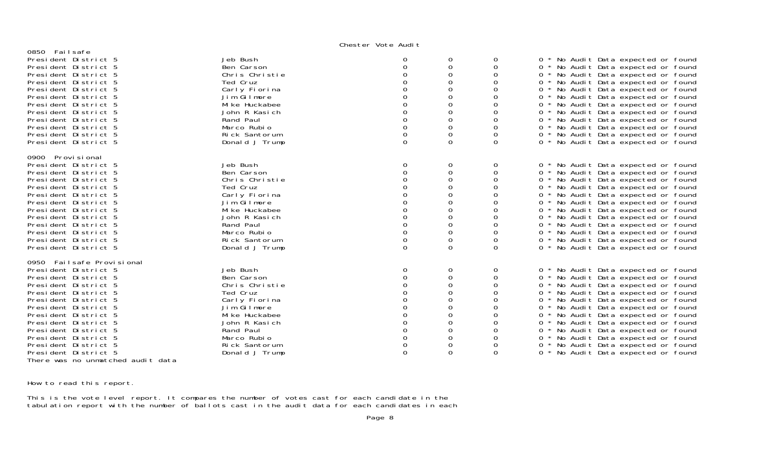Chester Vote Audit

0850 Failsafe

| | | | | | |
|---|---|---|---|---|---|
| President District 5 | Jeb Bush | 0 | 0 | 0 | 0 * No Audit Data expected or found |
| President District 5 | Ben Carson | 0 | 0 | 0 | 0 * No Audit Data expected or found |
| President District 5 | Chris Christie | 0 | 0 | 0 | 0 * No Audit Data expected or found |
| President District 5 | Ted Cruz | 0 | 0 | 0 | 0 * No Audit Data expected or found |
| President District 5 | Carly Fiorina | 0 | 0 | 0 | 0 * No Audit Data expected or found |
| President District 5 | Jim Gilmore | 0 | 0 | 0 | 0 * No Audit Data expected or found |
| President District 5 | Mike Huckabee | 0 | 0 | 0 | 0 * No Audit Data expected or found |
| President District 5 | John R Kasich | 0 | 0 | 0 | 0 * No Audit Data expected or found |
| President District 5 | Rand Paul | 0 | 0 | 0 | 0 * No Audit Data expected or found |
| President District 5 | Marco Rubio | 0 | 0 | 0 | 0 * No Audit Data expected or found |
| President District 5 | Rick Santorum | 0 | 0 | 0 | 0 * No Audit Data expected or found |
| President District 5 | Donald J Trump | 0 | 0 | 0 | 0 * No Audit Data expected or found |

0900 Provisional

| | | | | | |
|---|---|---|---|---|---|
| President District 5 | Jeb Bush | 0 | 0 | 0 | 0 * No Audit Data expected or found |
| President District 5 | Ben Carson | 0 | 0 | 0 | 0 * No Audit Data expected or found |
| President District 5 | Chris Christie | 0 | 0 | 0 | 0 * No Audit Data expected or found |
| President District 5 | Ted Cruz | 0 | 0 | 0 | 0 * No Audit Data expected or found |
| President District 5 | Carly Fiorina | 0 | 0 | 0 | 0 * No Audit Data expected or found |
| President District 5 | Jim Gilmore | 0 | 0 | 0 | 0 * No Audit Data expected or found |
| President District 5 | Mike Huckabee | 0 | 0 | 0 | 0 * No Audit Data expected or found |
| President District 5 | John R Kasich | 0 | 0 | 0 | 0 * No Audit Data expected or found |
| President District 5 | Rand Paul | 0 | 0 | 0 | 0 * No Audit Data expected or found |
| President District 5 | Marco Rubio | 0 | 0 | 0 | 0 * No Audit Data expected or found |
| President District 5 | Rick Santorum | 0 | 0 | 0 | 0 * No Audit Data expected or found |
| President District 5 | Donald J Trump | 0 | 0 | 0 | 0 * No Audit Data expected or found |

0950 Failsafe Provisional

| | | | | | |
|---|---|---|---|---|---|
| President District 5 | Jeb Bush | 0 | 0 | 0 | 0 * No Audit Data expected or found |
| President District 5 | Ben Carson | 0 | 0 | 0 | 0 * No Audit Data expected or found |
| President District 5 | Chris Christie | 0 | 0 | 0 | 0 * No Audit Data expected or found |
| President District 5 | Ted Cruz | 0 | 0 | 0 | 0 * No Audit Data expected or found |
| President District 5 | Carly Fiorina | 0 | 0 | 0 | 0 * No Audit Data expected or found |
| President District 5 | Jim Gilmore | 0 | 0 | 0 | 0 * No Audit Data expected or found |
| President District 5 | Mike Huckabee | 0 | 0 | 0 | 0 * No Audit Data expected or found |
| President District 5 | John R Kasich | 0 | 0 | 0 | 0 * No Audit Data expected or found |
| President District 5 | Rand Paul | 0 | 0 | 0 | 0 * No Audit Data expected or found |
| President District 5 | Marco Rubio | 0 | 0 | 0 | 0 * No Audit Data expected or found |
| President District 5 | Rick Santorum | 0 | 0 | 0 | 0 * No Audit Data expected or found |
| President District 5 | Donald J Trump | 0 | 0 | 0 | 0 * No Audit Data expected or found |

There was no unmatched audit data

How to read this report.

This is the vote level report. It compares the number of votes cast for each candidate in the tabulation report with the number of ballots cast in the audit data for each candidates in each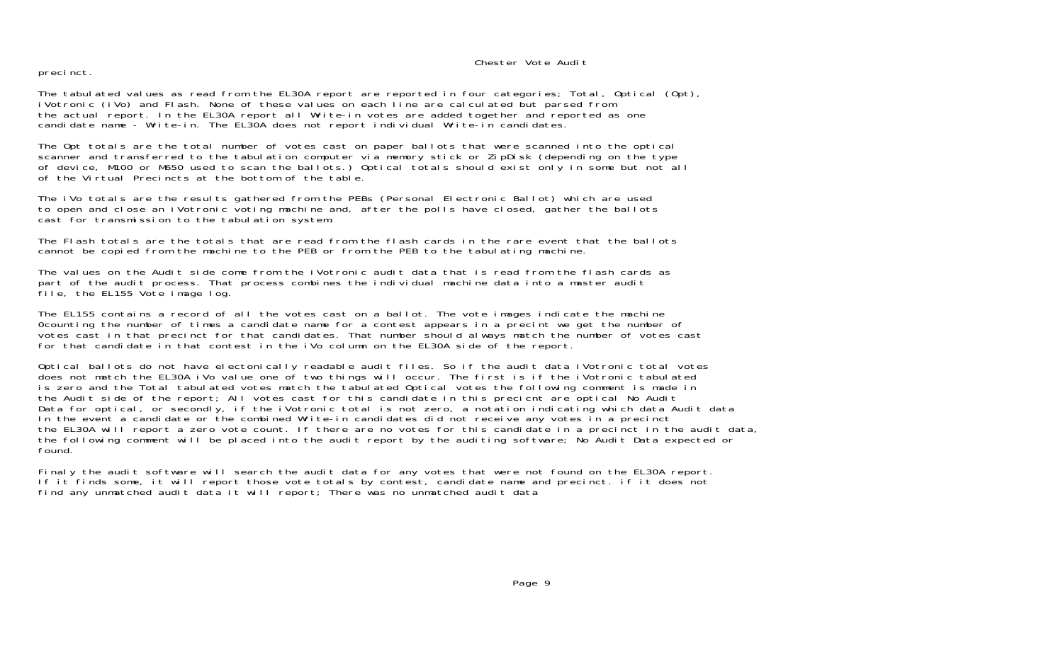precinct.

The tabulated values as read from the EL30A report are reported in four categories; Total, Optical (Opt), iVotronic (iVo) and Flash. None of these values on each line are calculated but parsed from the actual report. In the EL30A report all Write-in votes are added together and reported as one candidate name - Write-in. The EL30A does not report individual Write-in candidates.

The Opt totals are the total number of votes cast on paper ballots that were scanned into the optical scanner and transferred to the tabulation computer via memory stick or ZipDisk (depending on the type of device, M100 or M650 used to scan the ballots.) Optical totals should exist only in some but not all of the Virtual Precincts at the bottom of the table.

The iVo totals are the results gathered from the PEBs (Personal Electronic Ballot) which are used to open and close an iVotronic voting machine and, after the polls have closed, gather the ballots cast for transmission to the tabulation system.

The Flash totals are the totals that are read from the flash cards in the rare event that the ballots cannot be copied from the machine to the PEB or from the PEB to the tabulating machine.

The values on the Audit side come from the iVotronic audit data that is read from the flash cards as part of the audit process. That process combines the individual machine data into a master audit file, the EL155 Vote image log.

The EL155 contains a record of all the votes cast on a ballot. The vote images indicate the machine 0counting the number of times a candidate name for a contest appears in a precint we get the number of votes cast in that precinct for that candidates. That number should always match the number of votes cast for that candidate in that contest in the iVo column on the EL30A side of the report.

Optical ballots do not have electonically readable audit files. So if the audit data iVotronic total votes does not match the EL30A iVo value one of two things will occur. The first is if the iVotronic tabulated is zero and the Total tabulated votes match the tabulated Optical votes the following comment is made in the Audit side of the report; All votes cast for this candidate in this precicnt are optical No Audit Data for optical, or secondly, if the iVotronic total is not zero, a notation indicating which data Audit data In the event a candidate or the combined Write-in candidates did not receive any votes in a precinct the EL30A will report a zero vote count. If there are no votes for this candidate in a precinct in the audit data, the following comment will be placed into the audit report by the auditing software; No Audit Data expected or found.

Finaly the audit software will search the audit data for any votes that were not found on the EL30A report. If it finds some, it will report those vote totals by contest, candidate name and precinct. if it does not find any unmatched audit data it will report; There was no unmatched audit data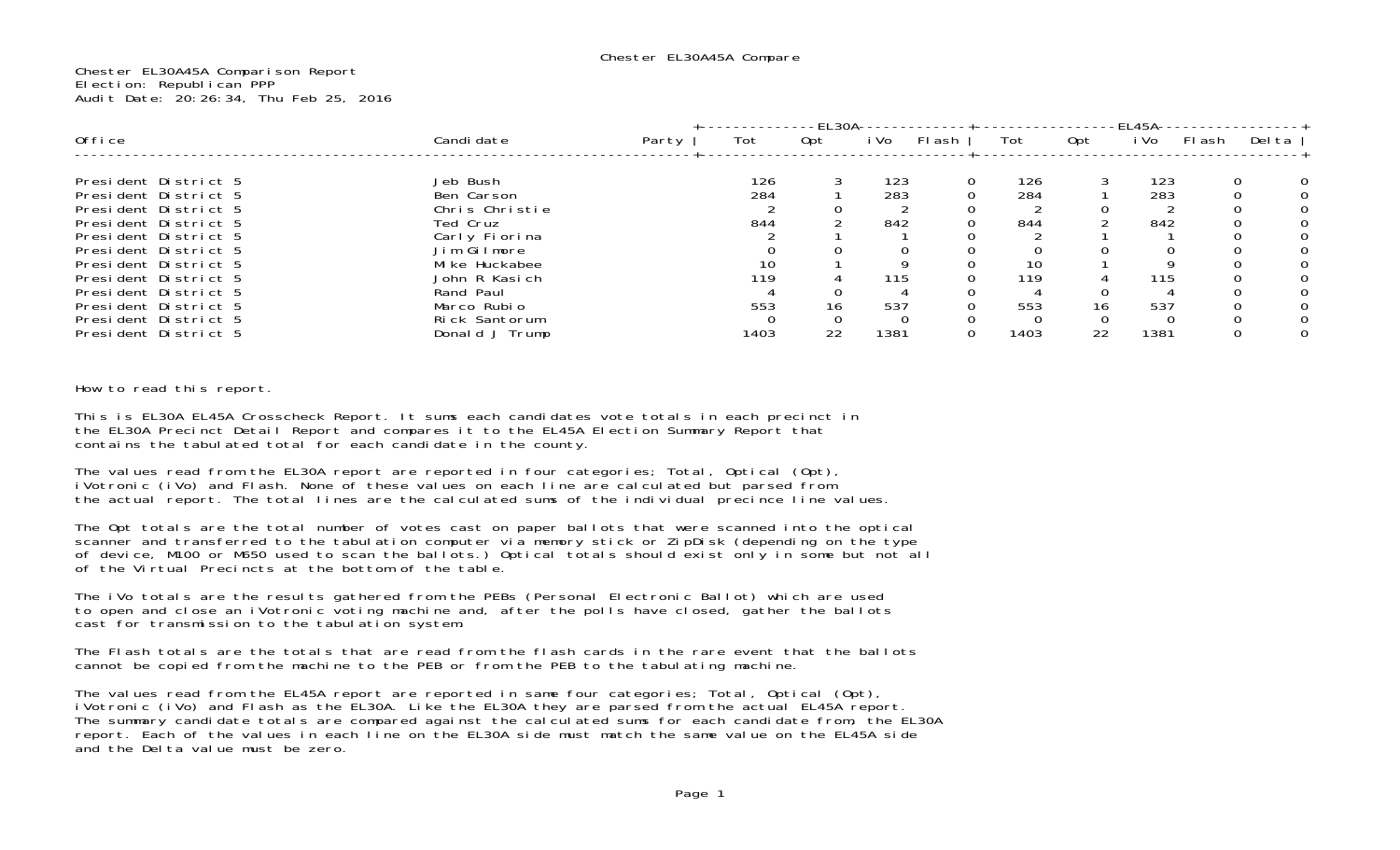Chester EL30A45A Compare

Chester EL30A45A Comparison Report
Election: Republican PPP
Audit Date: 20:26:34, Thu Feb 25, 2016

| Office | Candidate | Party | EL30A | | | | EL45A | | | | |
|---|---|---|---|---|---|---|---|---|---|---|---|
| | | | Tot | Opt | iVo | Flash | Tot | Opt | iVo | Flash | Delta |
| President District 5 | Jeb Bush | | 126 | 3 | 123 | 0 | 126 | 3 | 123 | 0 | 0 |
| President District 5 | Ben Carson | | 284 | 1 | 283 | 0 | 284 | 1 | 283 | 0 | 0 |
| President District 5 | Chris Christie | | 2 | 0 | 2 | 0 | 2 | 0 | 2 | 0 | 0 |
| President District 5 | Ted Cruz | | 844 | 2 | 842 | 0 | 844 | 2 | 842 | 0 | 0 |
| President District 5 | Carly Fiorina | | 2 | 1 | 1 | 0 | 2 | 1 | 1 | 0 | 0 |
| President District 5 | Jim Gilmore | | 0 | 0 | 0 | 0 | 0 | 0 | 0 | 0 | 0 |
| President District 5 | Mike Huckabee | | 10 | 1 | 9 | 0 | 10 | 1 | 9 | 0 | 0 |
| President District 5 | John R Kasich | | 119 | 4 | 115 | 0 | 119 | 4 | 115 | 0 | 0 |
| President District 5 | Rand Paul | | 4 | 0 | 4 | 0 | 4 | 0 | 4 | 0 | 0 |
| President District 5 | Marco Rubio | | 553 | 16 | 537 | 0 | 553 | 16 | 537 | 0 | 0 |
| President District 5 | Rick Santorum | | 0 | 0 | 0 | 0 | 0 | 0 | 0 | 0 | 0 |
| President District 5 | Donald J Trump | | 1403 | 22 | 1381 | 0 | 1403 | 22 | 1381 | 0 | 0 |

How to read this report.

This is EL30A EL45A Crosscheck Report. It sums each candidates vote totals in each precinct in the EL30A Precinct Detail Report and compares it to the EL45A Election Summary Report that contains the tabulated total for each candidate in the county.

The values read from the EL30A report are reported in four categories; Total, Optical (Opt), iVotronic (iVo) and Flash. None of these values on each line are calculated but parsed from the actual report. The total lines are the calculated sums of the individual precince line values.

The Opt totals are the total number of votes cast on paper ballots that were scanned into the optical scanner and transferred to the tabulation computer via memory stick or ZipDisk (depending on the type of device, M100 or M650 used to scan the ballots.) Optical totals should exist only in some but not all of the Virtual Precincts at the bottom of the table.

The iVo totals are the results gathered from the PEBs (Personal Electronic Ballot) which are used to open and close an iVotronic voting machine and, after the polls have closed, gather the ballots cast for transmission to the tabulation system.

The Flash totals are the totals that are read from the flash cards in the rare event that the ballots cannot be copied from the machine to the PEB or from the PEB to the tabulating machine.

The values read from the EL45A report are reported in same four categories; Total, Optical (Opt), iVotronic (iVo) and Flash as the EL30A. Like the EL30A they are parsed from the actual EL45A report. The summary candidate totals are compared against the calculated sums for each candidate from, the EL30A report. Each of the values in each line on the EL30A side must match the same value on the EL45A side and the Delta value must be zero.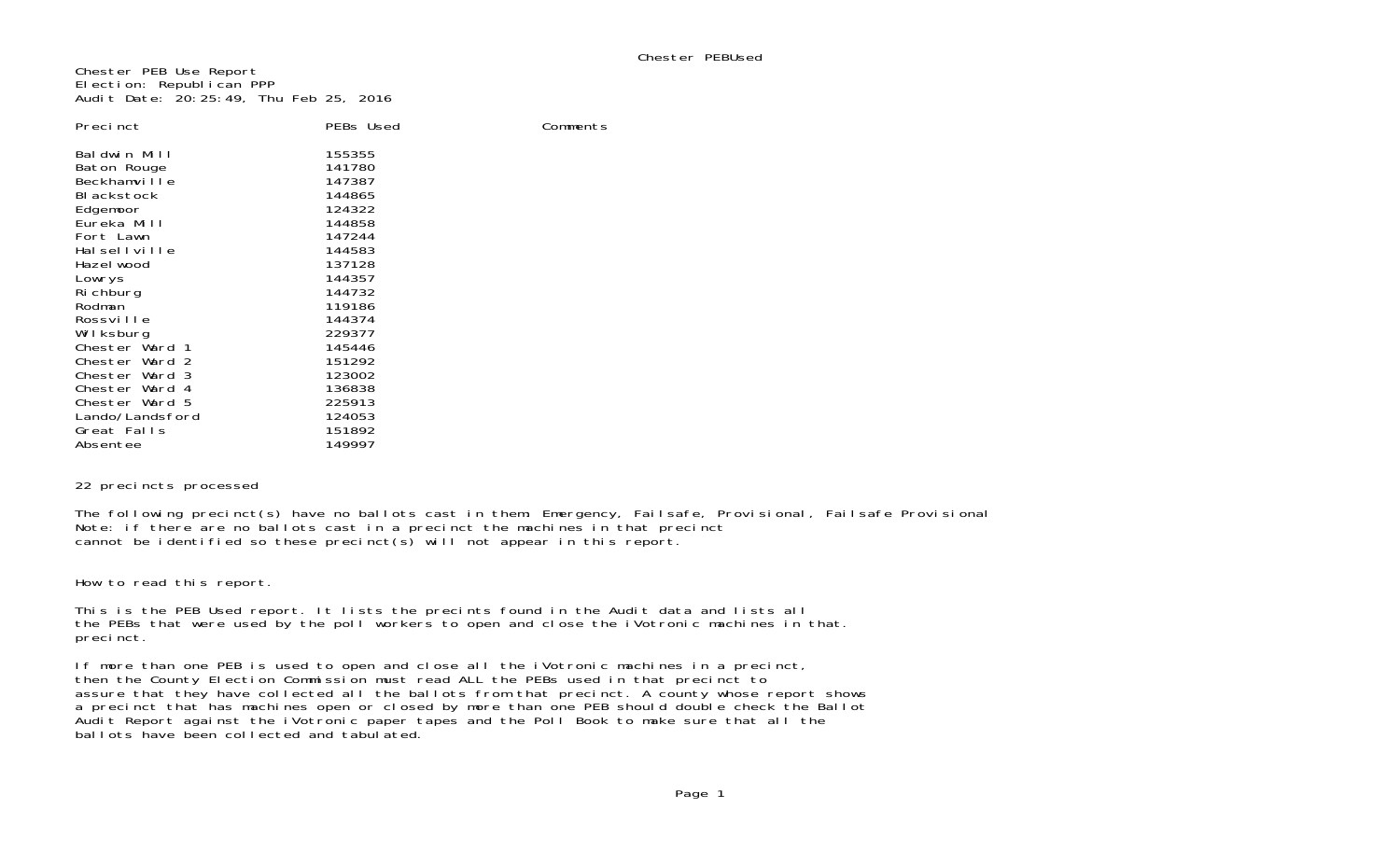Chester PEB Use Report
Election: Republican PPP
Audit Date: 20:25:49, Thu Feb 25, 2016

| Precinct | PEBs Used | Comments |
|---|---|---|
| Baldwin Mill | 155355 | |
| Baton Rouge | 141780 | |
| Beckhamville | 147387 | |
| Blackstock | 144865 | |
| Edgemoor | 124322 | |
| Eureka Mill | 144858 | |
| Fort Lawn | 147244 | |
| Halsellville | 144583 | |
| Hazelwood | 137128 | |
| Lowrys | 144357 | |
| Richburg | 144732 | |
| Rodman | 119186 | |
| Rossville | 144374 | |
| Wilksburg | 229377 | |
| Chester Ward 1 | 145446 | |
| Chester Ward 2 | 151292 | |
| Chester Ward 3 | 123002 | |
| Chester Ward 4 | 136838 | |
| Chester Ward 5 | 225913 | |
| Lando/Landsford | 124053 | |
| Great Falls | 151892 | |
| Absentee | 149997 | |

22 precincts processed

The following precinct(s) have no ballots cast in them: Emergency, Failsafe, Provisional, Failsafe Provisional
Note: if there are no ballots cast in a precinct the machines in that precinct
cannot be identified so these precinct(s) will not appear in this report.

How to read this report.

This is the PEB Used report. It lists the precints found in the Audit data and lists all
the PEBs that were used by the poll workers to open and close the iVotronic machines in that.
precinct.

If more than one PEB is used to open and close all the iVotronic machines in a precinct,
then the County Election Commission must read ALL the PEBs used in that precinct to
assure that they have collected all the ballots from that precinct. A county whose report shows
a precinct that has machines open or closed by more than one PEB should double check the Ballot
Audit Report against the iVotronic paper tapes and the Poll Book to make sure that all the
ballots have been collected and tabulated.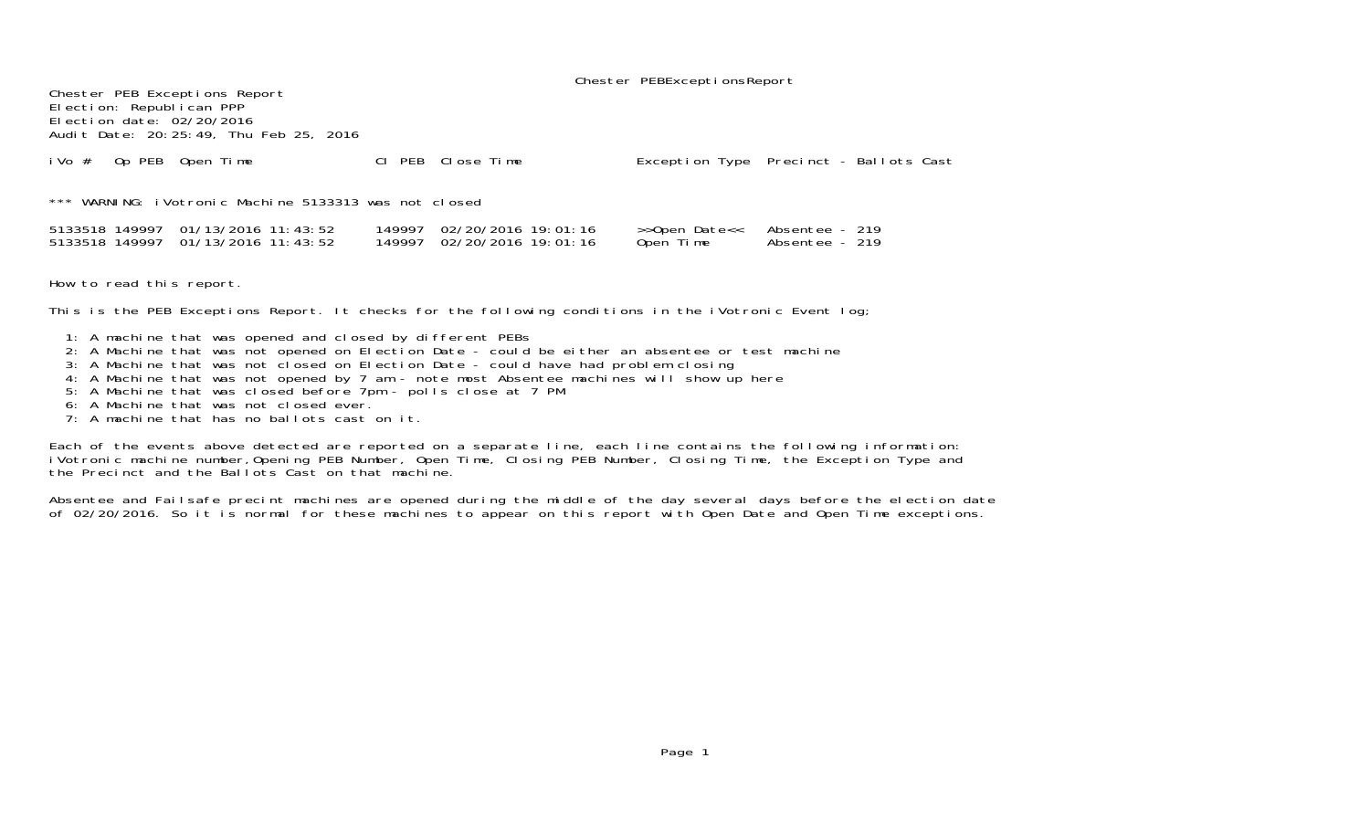Chester PEB Exceptions Report
Election: Republican PPP
Election date: 02/20/2016
Audit Date: 20:25:49, Thu Feb 25, 2016

| iVo # | Op PEB | Open Time | Cl PEB | Close Time | Exception Type | Precinct - Ballots Cast |
|---|---|---|---|---|---|---|

*** WARNING: iVotronic Machine 5133313 was not closed

| | | | | | | |
|---|---|---|---|---|---|---|
| 5133518 | 149997 | 01/13/2016 11:43:52 | 149997 | 02/20/2016 19:01:16 | >>Open Date<< | Absentee - 219 |
| 5133518 | 149997 | 01/13/2016 11:43:52 | 149997 | 02/20/2016 19:01:16 | Open Time | Absentee - 219 |

How to read this report.

This is the PEB Exceptions Report. It checks for the following conditions in the iVotronic Event log;

1: A machine that was opened and closed by different PEBs
2: A Machine that was not opened on Election Date - could be either an absentee or test machine
3: A Machine that was not closed on Election Date - could have had problem closing
4: A Machine that was not opened by 7 am - note most Absentee machines will show up here
5: A Machine that was closed before 7pm - polls close at 7 PM
6: A Machine that was not closed ever.
7: A machine that has no ballots cast on it.

Each of the events above detected are reported on a separate line, each line contains the following information:
iVotronic machine number,Opening PEB Number, Open Time, Closing PEB Number, Closing Time, the Exception Type and the Precinct and the Ballots Cast on that machine.

Absentee and Failsafe precint machines are opened during the middle of the day several days before the election date of 02/20/2016. So it is normal for these machines to appear on this report with Open Date and Open Time exceptions.